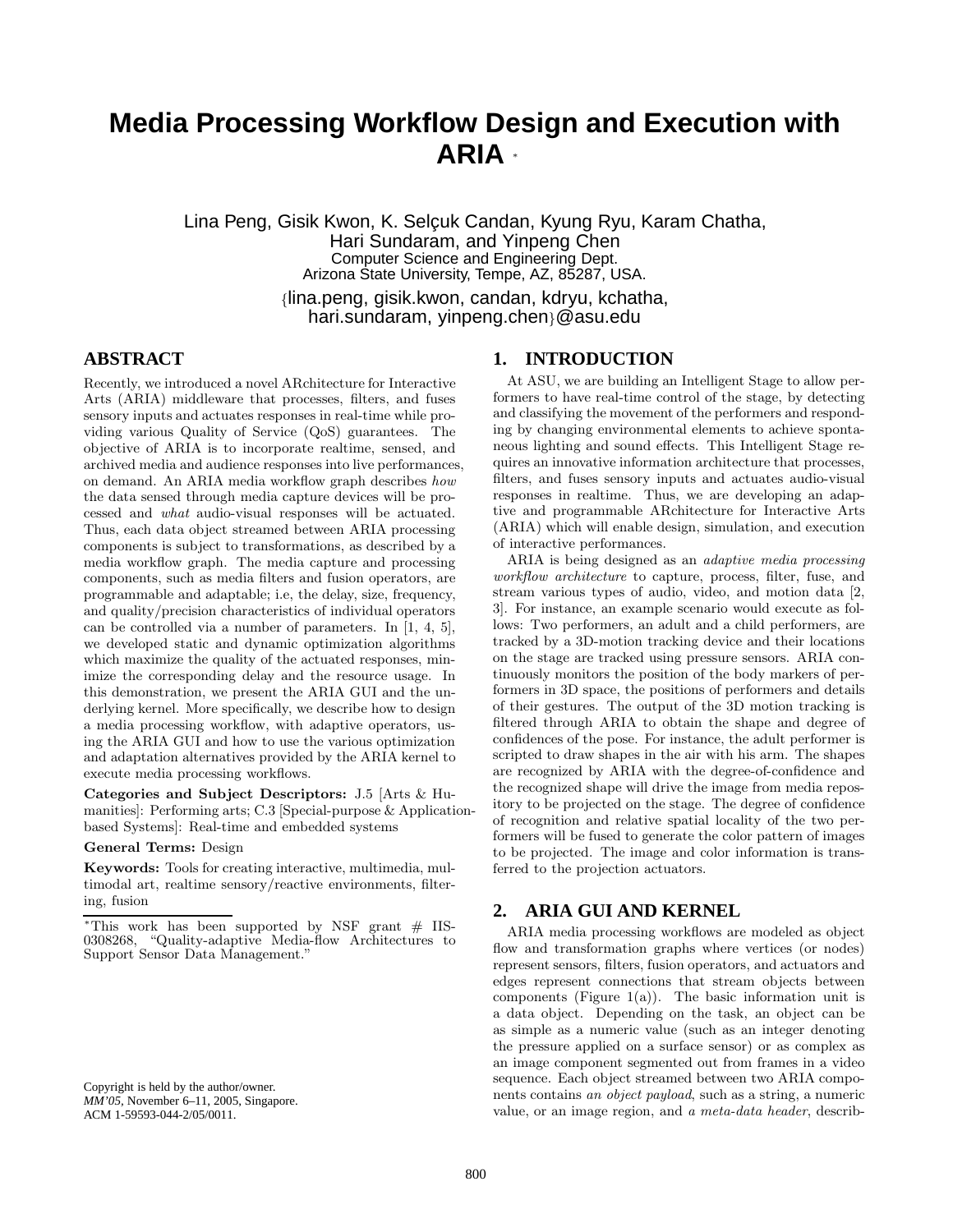# Media Processing Workflow Design and Execution with ARIA *

Lina Peng, Gisik Kwon, K. Selçuk Candan, Kyung Ryu, Karam Chatha, Hari Sundaram, and Yinpeng Chen
Computer Science and Engineering Dept.
Arizona State University, Tempe, AZ, 85287, USA.
{lina.peng, gisik.kwon, candan, kdryu, kchatha, hari.sundaram, yinpeng.chen}@asu.edu

## ABSTRACT

Recently, we introduced a novel ARchitecture for Interactive Arts (ARIA) middleware that processes, filters, and fuses sensory inputs and actuates responses in real-time while providing various Quality of Service (QoS) guarantees. The objective of ARIA is to incorporate realtime, sensed, and archived media and audience responses into live performances, on demand. An ARIA media workflow graph describes *how* the data sensed through media capture devices will be processed and *what* audio-visual responses will be actuated. Thus, each data object streamed between ARIA processing components is subject to transformations, as described by a media workflow graph. The media capture and processing components, such as media filters and fusion operators, are programmable and adaptable; i.e, the delay, size, frequency, and quality/precision characteristics of individual operators can be controlled via a number of parameters. In [1, 4, 5], we developed static and dynamic optimization algorithms which maximize the quality of the actuated responses, minimize the corresponding delay and the resource usage. In this demonstration, we present the ARIA GUI and the underlying kernel. More specifically, we describe how to design a media processing workflow, with adaptive operators, using the ARIA GUI and how to use the various optimization and adaptation alternatives provided by the ARIA kernel to execute media processing workflows.

**Categories and Subject Descriptors:** J.5 [Arts & Humanities]: Performing arts; C.3 [Special-purpose & Application-based Systems]: Real-time and embedded systems

**General Terms:** Design

**Keywords:** Tools for creating interactive, multimedia, multimodal art, realtime sensory/reactive environments, filtering, fusion

*This work has been supported by NSF grant # IIS-0308268, "Quality-adaptive Media-flow Architectures to Support Sensor Data Management."

Copyright is held by the author/owner.
*MM'05*, November 6–11, 2005, Singapore.
ACM 1-59593-044-2/05/0011.

## 1. INTRODUCTION

At ASU, we are building an Intelligent Stage to allow performers to have real-time control of the stage, by detecting and classifying the movement of the performers and responding by changing environmental elements to achieve spontaneous lighting and sound effects. This Intelligent Stage requires an innovative information architecture that processes, filters, and fuses sensory inputs and actuates audio-visual responses in realtime. Thus, we are developing an adaptive and programmable ARchitecture for Interactive Arts (ARIA) which will enable design, simulation, and execution of interactive performances.

ARIA is being designed as an *adaptive media processing workflow architecture* to capture, process, filter, fuse, and stream various types of audio, video, and motion data [2, 3]. For instance, an example scenario would execute as follows: Two performers, an adult and a child performers, are tracked by a 3D-motion tracking device and their locations on the stage are tracked using pressure sensors. ARIA continuously monitors the position of the body markers of performers in 3D space, the positions of performers and details of their gestures. The output of the 3D motion tracking is filtered through ARIA to obtain the shape and degree of confidences of the pose. For instance, the adult performer is scripted to draw shapes in the air with his arm. The shapes are recognized by ARIA with the degree-of-confidence and the recognized shape will drive the image from media repository to be projected on the stage. The degree of confidence of recognition and relative spatial locality of the two performers will be fused to generate the color pattern of images to be projected. The image and color information is transferred to the projection actuators.

## 2. ARIA GUI AND KERNEL

ARIA media processing workflows are modeled as object flow and transformation graphs where vertices (or nodes) represent sensors, filters, fusion operators, and actuators and edges represent connections that stream objects between components (Figure 1(a)). The basic information unit is a data object. Depending on the task, an object can be as simple as a numeric value (such as an integer denoting the pressure applied on a surface sensor) or as complex as an image component segmented out from frames in a video sequence. Each object streamed between two ARIA components contains *an object payload*, such as a string, a numeric value, or an image region, and *a meta-data header*, describ-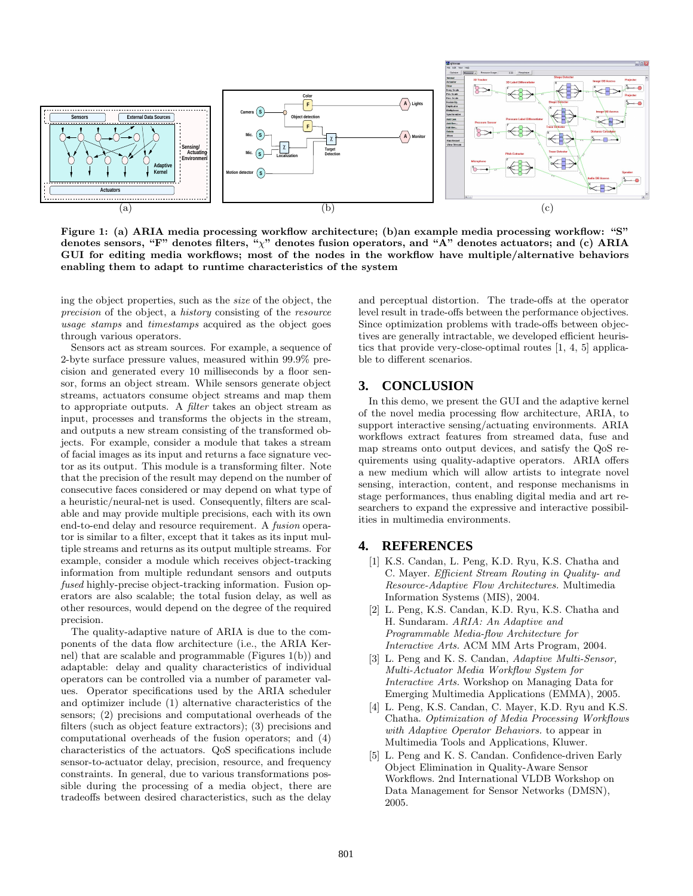(a) (b) (c)

**Figure 1: (a) ARIA media processing workflow architecture; (b)an example media processing workflow: "S" denotes sensors, "F" denotes filters, "$\chi$" denotes fusion operators, and "A" denotes actuators; and (c) ARIA GUI for editing media workflows; most of the nodes in the workflow have multiple/alternative behaviors enabling them to adapt to runtime characteristics of the system**

ing the object properties, such as the *size* of the object, the *precision* of the object, a *history* consisting of the *resource usage stamps* and *timestamps* acquired as the object goes through various operators.

Sensors act as stream sources. For example, a sequence of 2-byte surface pressure values, measured within 99.9% precision and generated every 10 milliseconds by a floor sensor, forms an object stream. While sensors generate object streams, actuators consume object streams and map them to appropriate outputs. A *filter* takes an object stream as input, processes and transforms the objects in the stream, and outputs a new stream consisting of the transformed objects. For example, consider a module that takes a stream of facial images as its input and returns a face signature vector as its output. This module is a transforming filter. Note that the precision of the result may depend on the number of consecutive faces considered or may depend on what type of a heuristic/neural-net is used. Consequently, filters are scalable and may provide multiple precisions, each with its own end-to-end delay and resource requirement. A *fusion* operator is similar to a filter, except that it takes as its input multiple streams and returns as its output multiple streams. For example, consider a module which receives object-tracking information from multiple redundant sensors and outputs *fused* highly-precise object-tracking information. Fusion operators are also scalable; the total fusion delay, as well as other resources, would depend on the degree of the required precision.

The quality-adaptive nature of ARIA is due to the components of the data flow architecture (i.e., the ARIA Kernel) that are scalable and programmable (Figures 1(b)) and adaptable: delay and quality characteristics of individual operators can be controlled via a number of parameter values. Operator specifications used by the ARIA scheduler and optimizer include (1) alternative characteristics of the sensors; (2) precisions and computational overheads of the filters (such as object feature extractors); (3) precisions and computational overheads of the fusion operators; and (4) characteristics of the actuators. QoS specifications include sensor-to-actuator delay, precision, resource, and frequency constraints. In general, due to various transformations possible during the processing of a media object, there are tradeoffs between desired characteristics, such as the delay and perceptual distortion. The trade-offs at the operator level result in trade-offs between the performance objectives. Since optimization problems with trade-offs between objectives are generally intractable, we developed efficient heuristics that provide very-close-optimal routes [1, 4, 5] applicable to different scenarios.

## 3. CONCLUSION

In this demo, we present the GUI and the adaptive kernel of the novel media processing flow architecture, ARIA, to support interactive sensing/actuating environments. ARIA workflows extract features from streamed data, fuse and map streams onto output devices, and satisfy the QoS requirements using quality-adaptive operators. ARIA offers a new medium which will allow artists to integrate novel sensing, interaction, content, and response mechanisms in stage performances, thus enabling digital media and art researchers to expand the expressive and interactive possibilities in multimedia environments.

## 4. REFERENCES

[1] K.S. Candan, L. Peng, K.D. Ryu, K.S. Chatha and C. Mayer. *Efficient Stream Routing in Quality- and Resource-Adaptive Flow Architectures.* Multimedia Information Systems (MIS), 2004.

[2] L. Peng, K.S. Candan, K.D. Ryu, K.S. Chatha and H. Sundaram. *ARIA: An Adaptive and Programmable Media-flow Architecture for Interactive Arts.* ACM MM Arts Program, 2004.

[3] L. Peng and K. S. Candan, *Adaptive Multi-Sensor, Multi-Actuator Media Workflow System for Interactive Arts.* Workshop on Managing Data for Emerging Multimedia Applications (EMMA), 2005.

[4] L. Peng, K.S. Candan, C. Mayer, K.D. Ryu and K.S. Chatha. *Optimization of Media Processing Workflows with Adaptive Operator Behaviors.* to appear in Multimedia Tools and Applications, Kluwer.

[5] L. Peng and K. S. Candan. Confidence-driven Early Object Elimination in Quality-Aware Sensor Workflows. 2nd International VLDB Workshop on Data Management for Sensor Networks (DMSN), 2005.